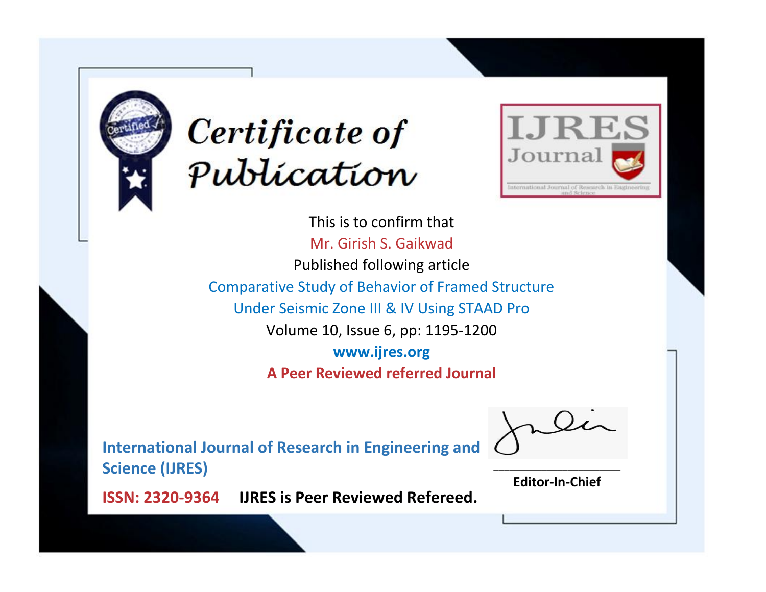# Certificate of Publication

IJRES Journal

International Journal of Research in Engineering and Science

This is to confirm that

Mr. Girish S. Gaikwad

Published following article

Comparative Study of Behavior of Framed Structure Under Seismic Zone III & IV Using STAAD Pro

Volume 10, Issue 6, pp: 1195-1200

**www.ijres.org**

**A Peer Reviewed referred Journal**

**International Journal of Research in Engineering and Science (IJRES)**

**ISSN: 2320-9364** **IJRES is Peer Reviewed Refereed.**

**Editor-In-Chief**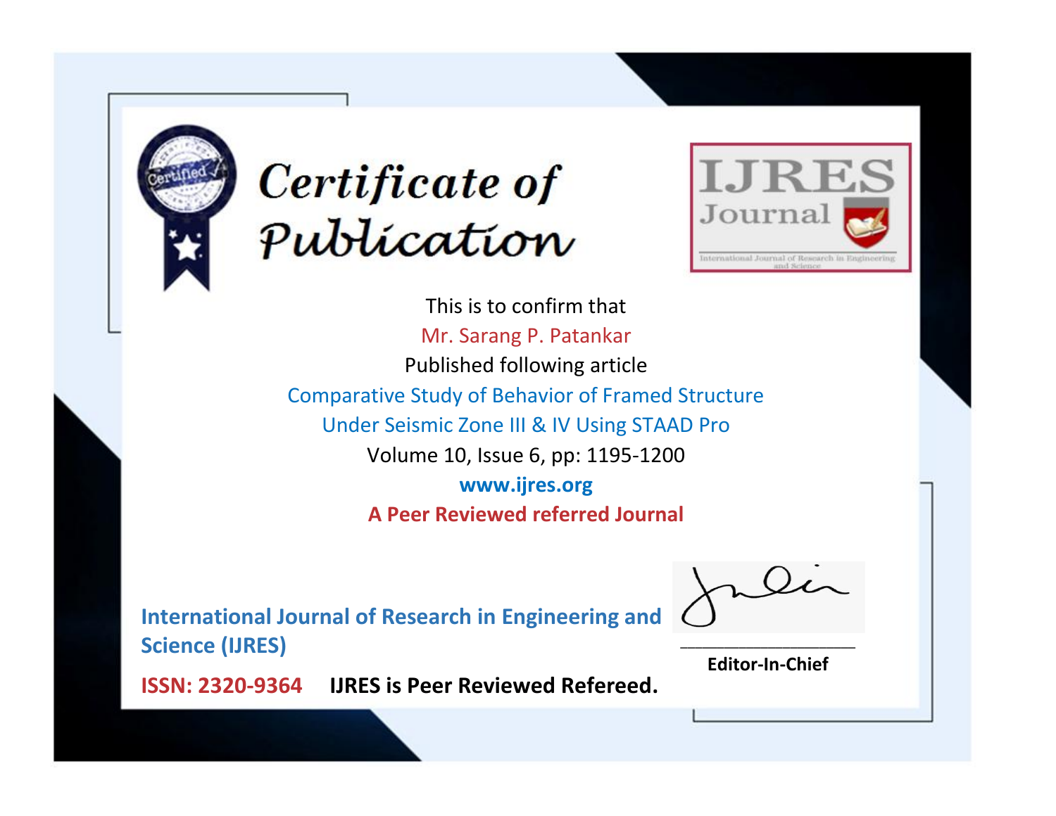# Certificate of Publication

IJRES Journal

International Journal of Research in Engineering and Science

This is to confirm that

Mr. Sarang P. Patankar

Published following article

Comparative Study of Behavior of Framed Structure Under Seismic Zone III & IV Using STAAD Pro

Volume 10, Issue 6, pp: 1195-1200

**www.ijres.org**

**A Peer Reviewed referred Journal**

**International Journal of Research in Engineering and Science (IJRES)**

**ISSN: 2320-9364** **IJRES is Peer Reviewed Refereed.**

**Editor-In-Chief**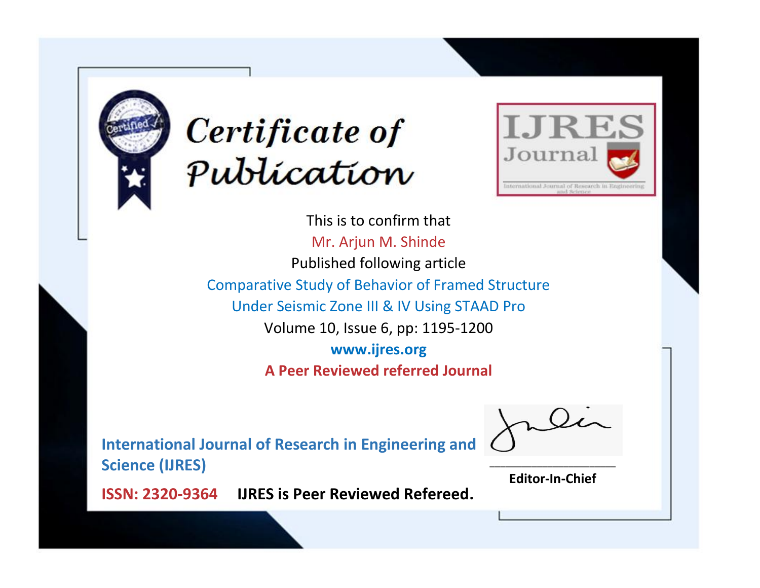# Certificate of Publication

IJRES Journal

International Journal of Research in Engineering and Science

This is to confirm that

Mr. Arjun M. Shinde

Published following article

Comparative Study of Behavior of Framed Structure Under Seismic Zone III & IV Using STAAD Pro

Volume 10, Issue 6, pp: 1195-1200

**www.ijres.org**

**A Peer Reviewed referred Journal**

**International Journal of Research in Engineering and Science (IJRES)**

**ISSN: 2320-9364** **IJRES is Peer Reviewed Refereed.**

**Editor-In-Chief**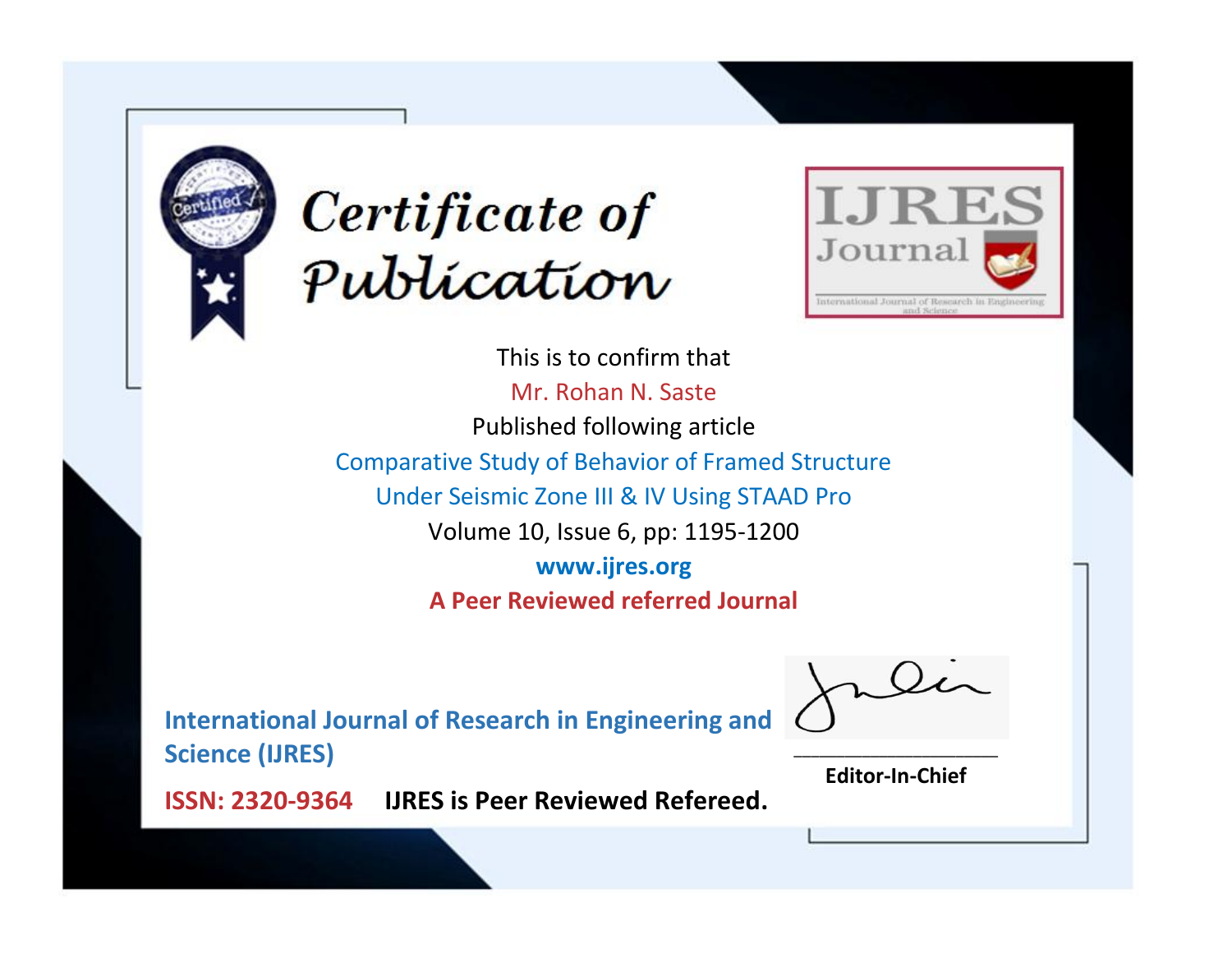# Certificate of Publication

IJRES Journal

International Journal of Research in Engineering and Science

This is to confirm that

Mr. Rohan N. Saste

Published following article

Comparative Study of Behavior of Framed Structure Under Seismic Zone III & IV Using STAAD Pro

Volume 10, Issue 6, pp: 1195-1200

**www.ijres.org**

**A Peer Reviewed referred Journal**

**International Journal of Research in Engineering and Science (IJRES)**

**ISSN: 2320-9364** **IJRES is Peer Reviewed Refereed.**

**Editor-In-Chief**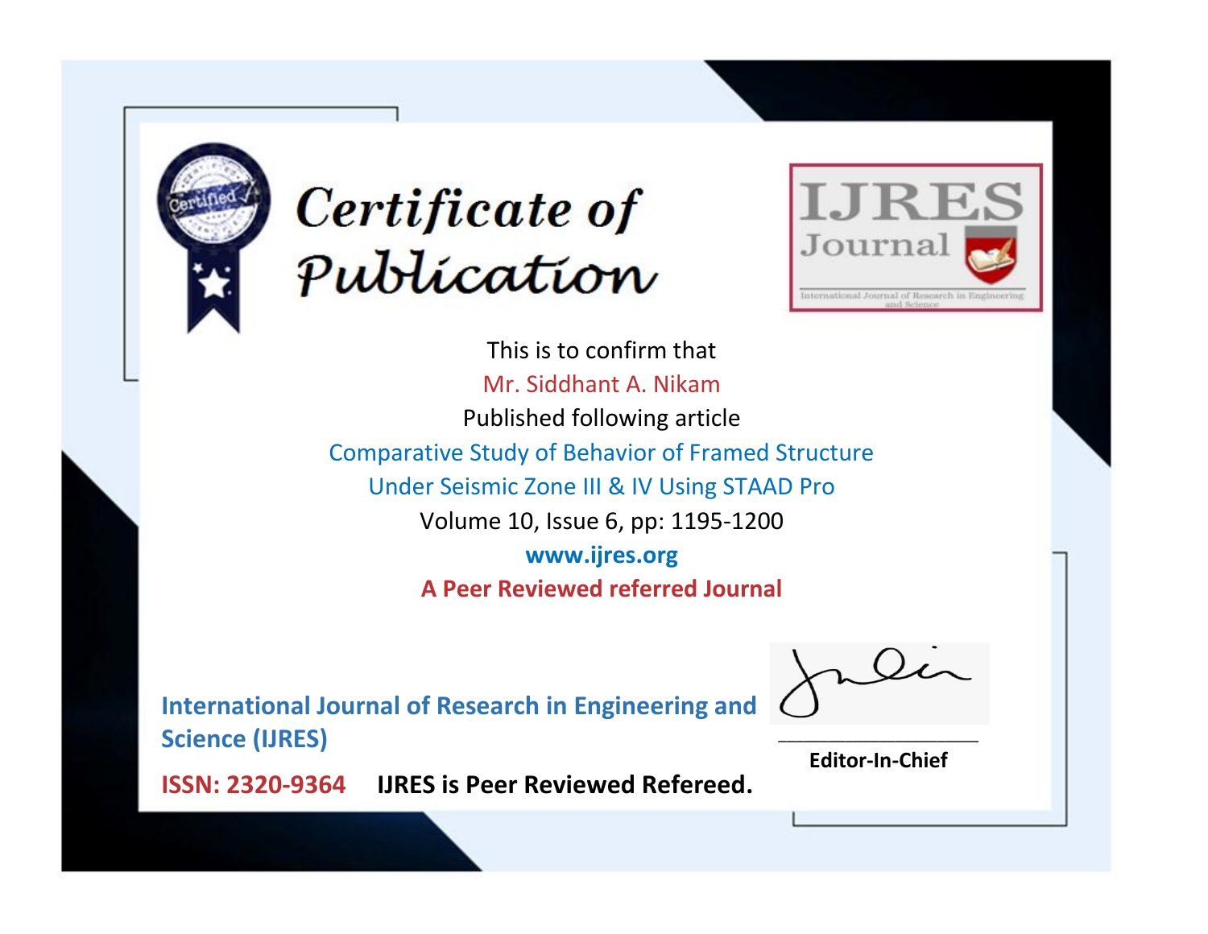# Certificate of Publication

**IJRES Journal**

International Journal of Research in Engineering and Science

This is to confirm that

Mr. Siddhant A. Nikam

Published following article

Comparative Study of Behavior of Framed Structure Under Seismic Zone III & IV Using STAAD Pro

Volume 10, Issue 6, pp: 1195-1200

**www.ijres.org**

**A Peer Reviewed referred Journal**

**International Journal of Research in Engineering and Science (IJRES)**

**ISSN: 2320-9364** **IJRES is Peer Reviewed Refereed.**

**Editor-In-Chief**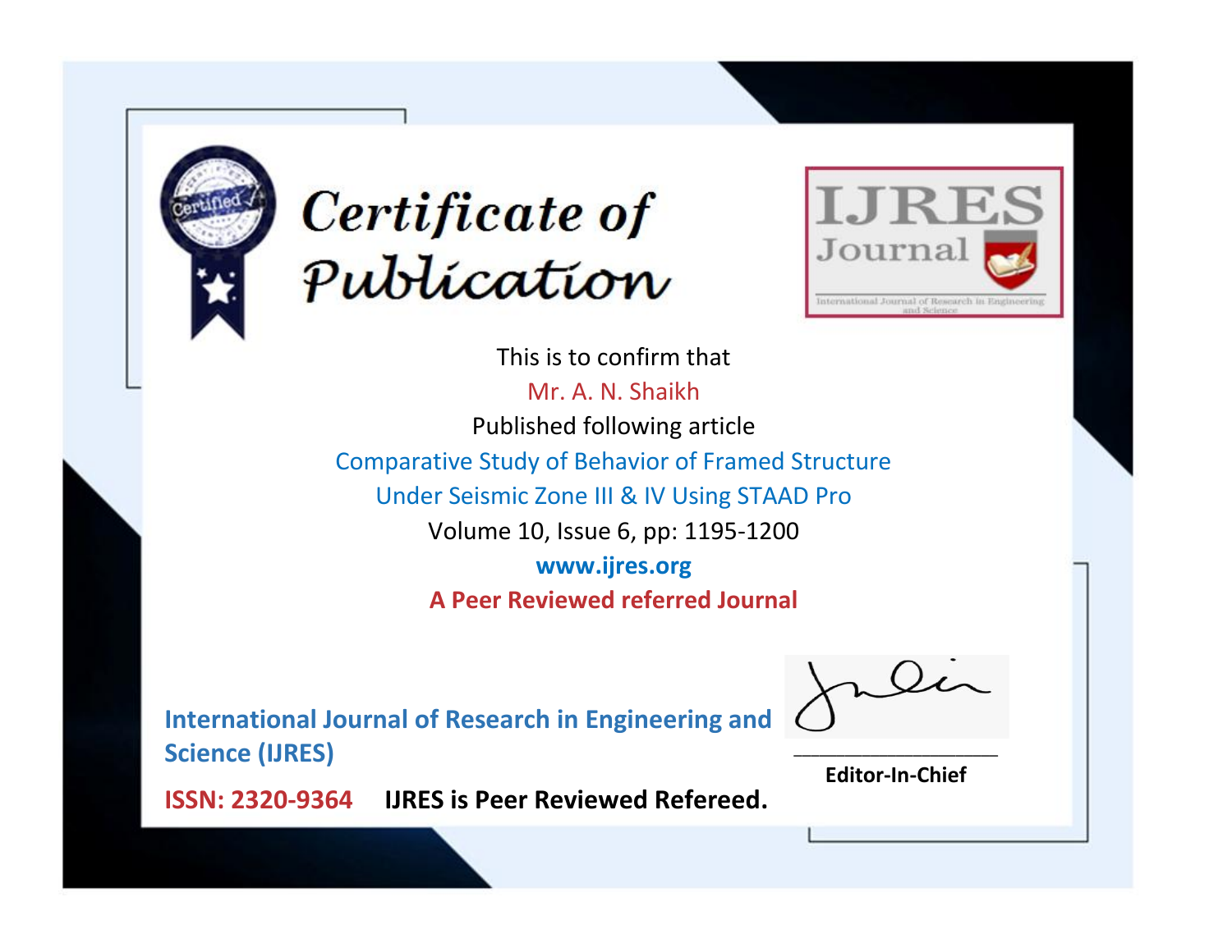# Certificate of Publication

IJRES Journal

International Journal of Research in Engineering and Science

This is to confirm that

Mr. A. N. Shaikh

Published following article

Comparative Study of Behavior of Framed Structure Under Seismic Zone III & IV Using STAAD Pro

Volume 10, Issue 6, pp: 1195-1200

www.ijres.org

**A Peer Reviewed referred Journal**

**International Journal of Research in Engineering and Science (IJRES)**

**ISSN: 2320-9364** **IJRES is Peer Reviewed Refereed.**

**Editor-In-Chief**